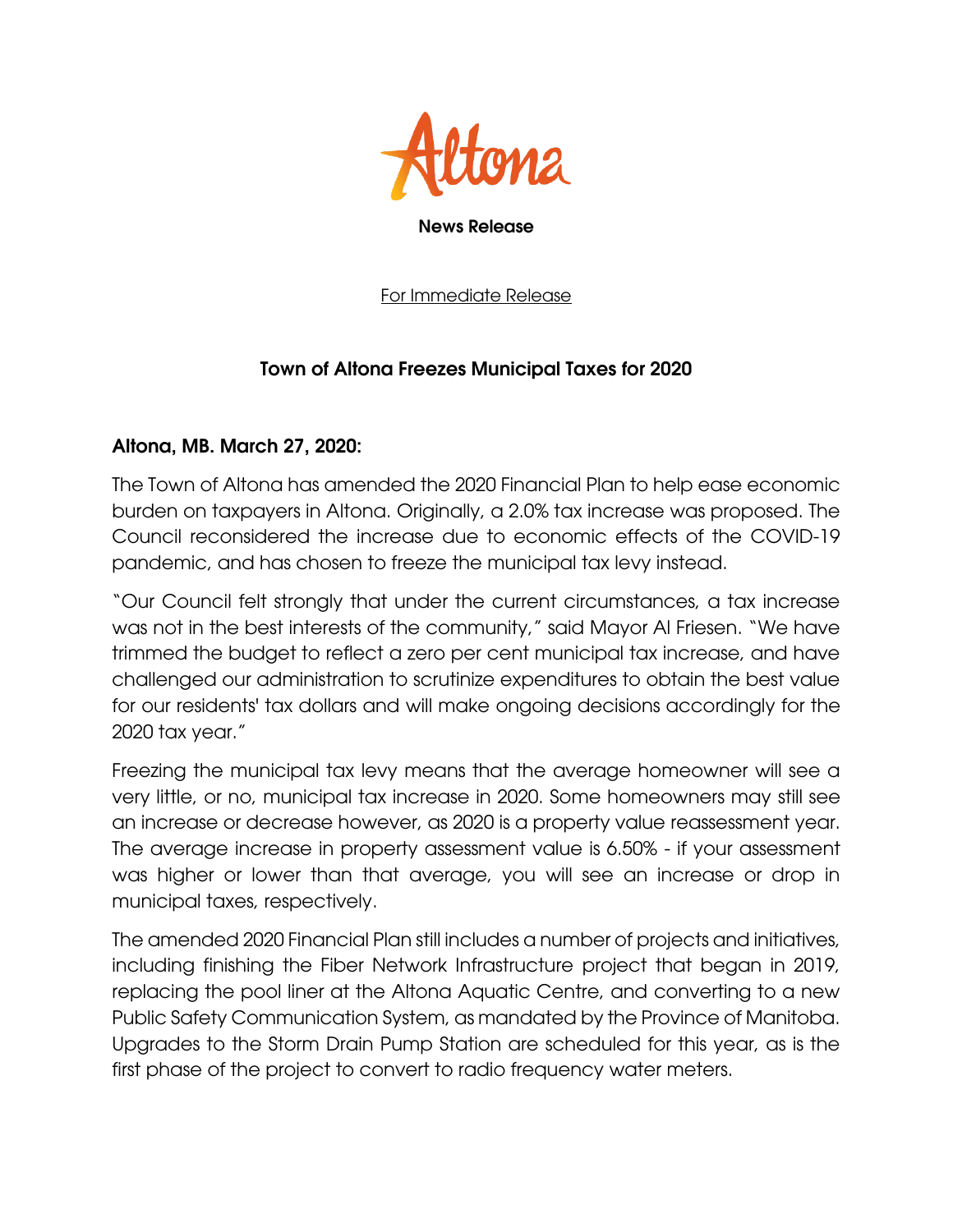Altona

**News Release**

For Immediate Release

## Town of Altona Freezes Municipal Taxes for 2020

**Altona, MB. March 27, 2020:**

The Town of Altona has amended the 2020 Financial Plan to help ease economic burden on taxpayers in Altona. Originally, a 2.0% tax increase was proposed. The Council reconsidered the increase due to economic effects of the COVID-19 pandemic, and has chosen to freeze the municipal tax levy instead.

"Our Council felt strongly that under the current circumstances, a tax increase was not in the best interests of the community," said Mayor Al Friesen. "We have trimmed the budget to reflect a zero per cent municipal tax increase, and have challenged our administration to scrutinize expenditures to obtain the best value for our residents' tax dollars and will make ongoing decisions accordingly for the 2020 tax year."

Freezing the municipal tax levy means that the average homeowner will see a very little, or no, municipal tax increase in 2020. Some homeowners may still see an increase or decrease however, as 2020 is a property value reassessment year. The average increase in property assessment value is 6.50% - if your assessment was higher or lower than that average, you will see an increase or drop in municipal taxes, respectively.

The amended 2020 Financial Plan still includes a number of projects and initiatives, including finishing the Fiber Network Infrastructure project that began in 2019, replacing the pool liner at the Altona Aquatic Centre, and converting to a new Public Safety Communication System, as mandated by the Province of Manitoba. Upgrades to the Storm Drain Pump Station are scheduled for this year, as is the first phase of the project to convert to radio frequency water meters.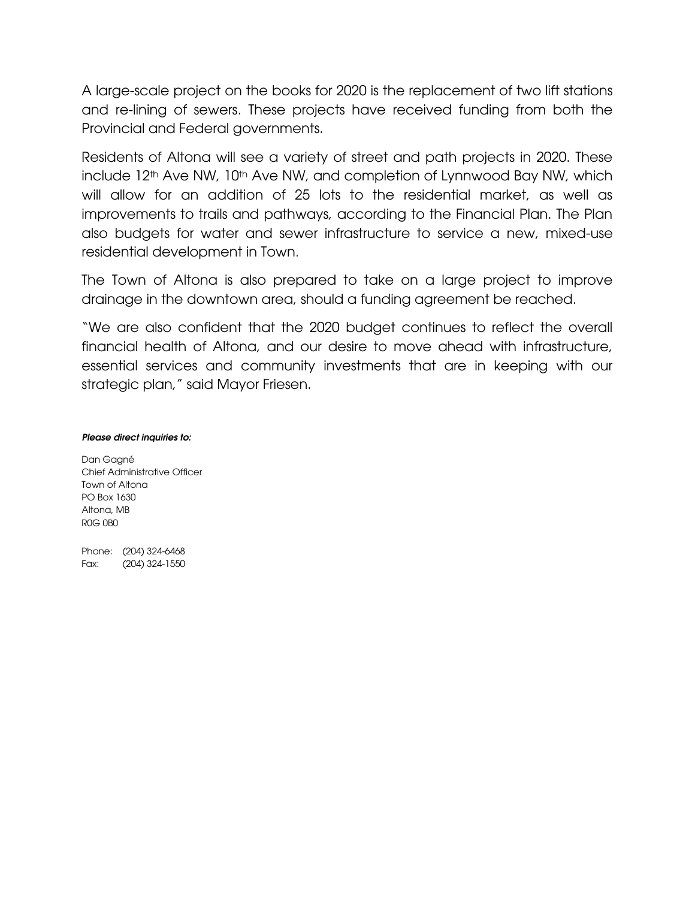A large-scale project on the books for 2020 is the replacement of two lift stations and re-lining of sewers. These projects have received funding from both the Provincial and Federal governments.

Residents of Altona will see a variety of street and path projects in 2020. These include 12th Ave NW, 10th Ave NW, and completion of Lynnwood Bay NW, which will allow for an addition of 25 lots to the residential market, as well as improvements to trails and pathways, according to the Financial Plan. The Plan also budgets for water and sewer infrastructure to service a new, mixed-use residential development in Town.

The Town of Altona is also prepared to take on a large project to improve drainage in the downtown area, should a funding agreement be reached.

"We are also confident that the 2020 budget continues to reflect the overall financial health of Altona, and our desire to move ahead with infrastructure, essential services and community investments that are in keeping with our strategic plan," said Mayor Friesen.

***Please direct inquiries to:***

Dan Gagné
Chief Administrative Officer
Town of Altona
PO Box 1630
Altona, MB
R0G 0B0

Phone: (204) 324-6468
Fax: (204) 324-1550